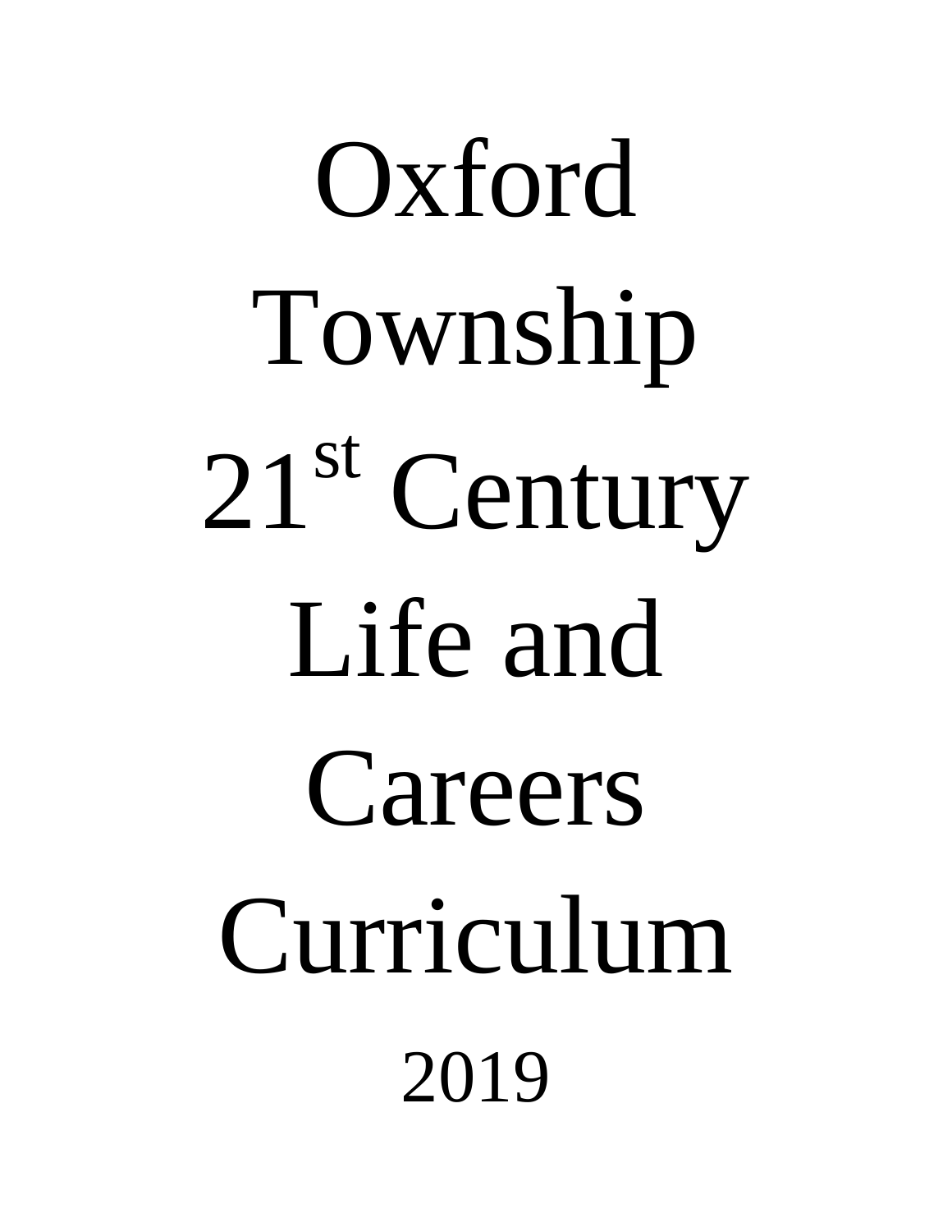# Oxford Township 21st Century Life and Careers Curriculum

2019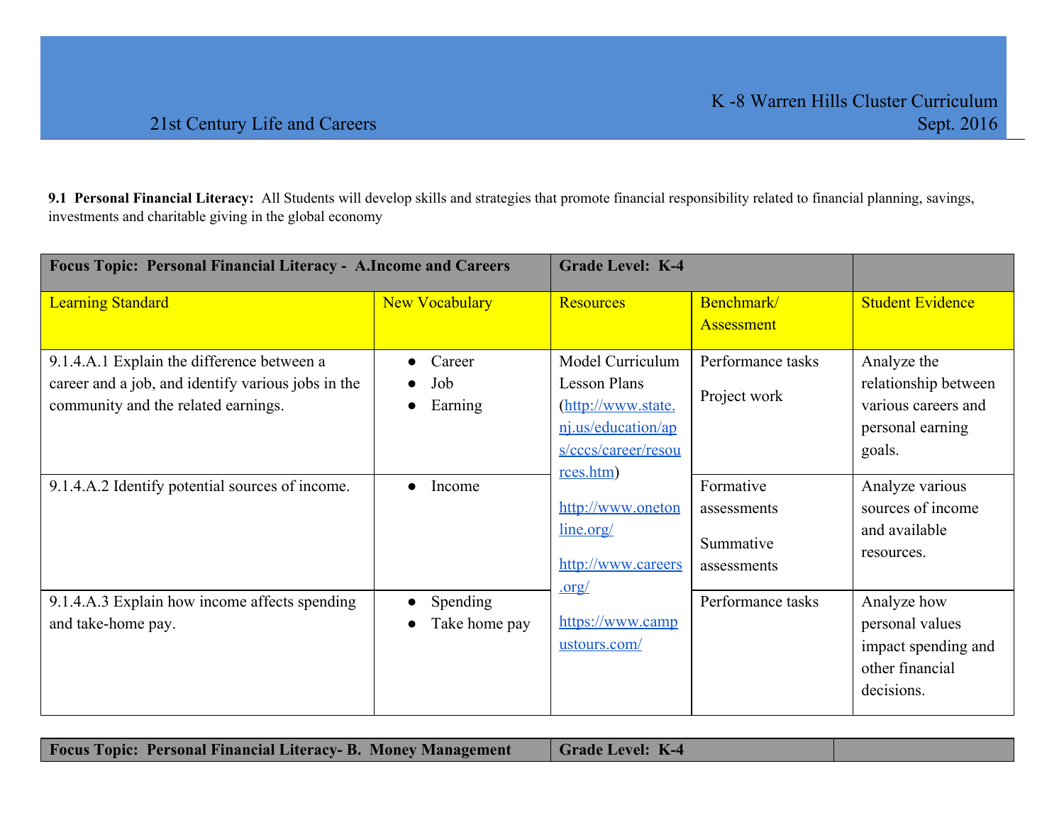**9.1 Personal Financial Literacy:** All Students will develop skills and strategies that promote financial responsibility related to financial planning, savings, investments and charitable giving in the global economy

| **Focus Topic: Personal Financial Literacy - A.Income and Careers** | | **Grade Level: K-4** | | |
|---|---|---|---|---|
| Learning Standard | New Vocabulary | Resources | Benchmark/ Assessment | Student Evidence |
| 9.1.4.A.1 Explain the difference between a career and a job, and identify various jobs in the community and the related earnings. | • Career<br>• Job<br>• Earning | Model Curriculum Lesson Plans (http://www.state.nj.us/education/aps/cccs/career/resources.htm)<br><br>http://www.onetonline.org/<br><br>http://www.careers.org/<br><br>https://www.campustours.com/ | Performance tasks<br><br>Project work | Analyze the relationship between various careers and personal earning goals. |
| 9.1.4.A.2 Identify potential sources of income. | • Income | | Formative assessments<br><br>Summative assessments | Analyze various sources of income and available resources. |
| 9.1.4.A.3 Explain how income affects spending and take-home pay. | • Spending<br>• Take home pay | | Performance tasks | Analyze how personal values impact spending and other financial decisions. |

| **Focus Topic: Personal Financial Literacy- B. Money Management** | **Grade Level: K-4** | |
|---|---|---|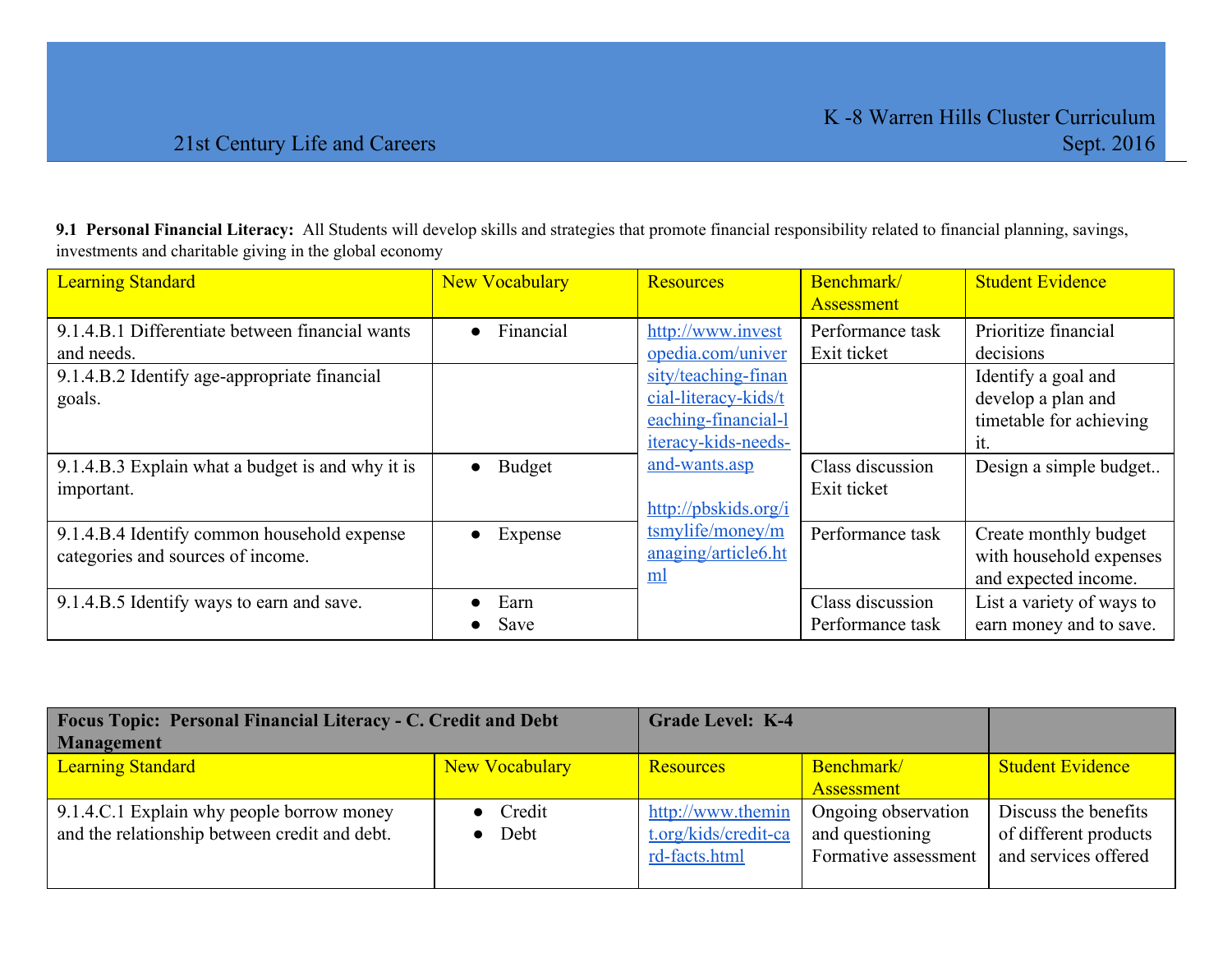**9.1 Personal Financial Literacy:** All Students will develop skills and strategies that promote financial responsibility related to financial planning, savings, investments and charitable giving in the global economy

| Learning Standard | New Vocabulary | Resources | Benchmark/ Assessment | Student Evidence |
|---|---|---|---|---|
| 9.1.4.B.1 Differentiate between financial wants and needs. | • Financial | http://www.investopedia.com/university/teaching-financial-literacy-kids/teaching-financial-literacy-kids-needs-and-wants.asp <br><br> http://pbskids.org/itsmylife/money/managing/article6.html | Performance task <br> Exit ticket | Prioritize financial decisions |
| 9.1.4.B.2 Identify age-appropriate financial goals. | | | | Identify a goal and develop a plan and timetable for achieving it. |
| 9.1.4.B.3 Explain what a budget is and why it is important. | • Budget | | Class discussion <br> Exit ticket | Design a simple budget.. |
| 9.1.4.B.4 Identify common household expense categories and sources of income. | • Expense | | Performance task | Create monthly budget with household expenses and expected income. |
| 9.1.4.B.5 Identify ways to earn and save. | • Earn <br> • Save | | Class discussion <br> Performance task | List a variety of ways to earn money and to save. |

| **Focus Topic: Personal Financial Literacy - C. Credit and Debt Management** | | **Grade Level: K-4** | | |
|---|---|---|---|---|
| Learning Standard | New Vocabulary | Resources | Benchmark/ Assessment | Student Evidence |
| 9.1.4.C.1 Explain why people borrow money and the relationship between credit and debt. | • Credit <br> • Debt | http://www.themint.org/kids/credit-card-facts.html | Ongoing observation and questioning <br> Formative assessment | Discuss the benefits of different products and services offered |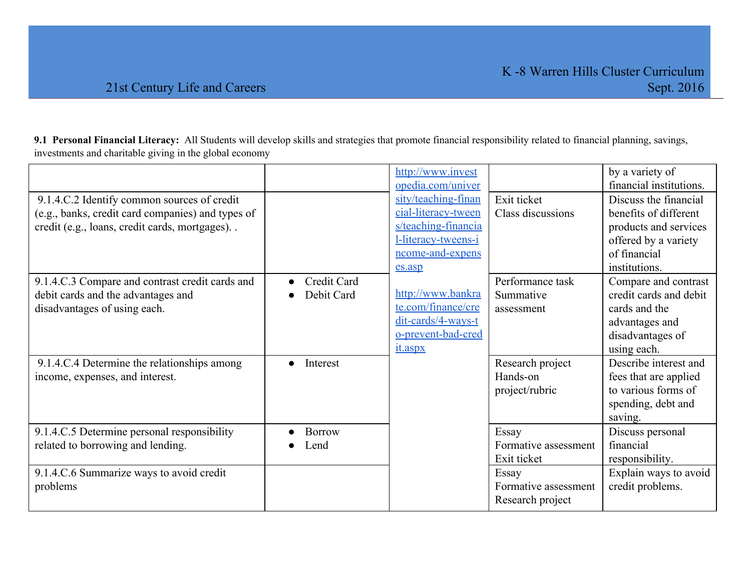**9.1 Personal Financial Literacy:** All Students will develop skills and strategies that promote financial responsibility related to financial planning, savings, investments and charitable giving in the global economy

| | | | | |
|---|---|---|---|---|
| | | http://www.investopedia.com/university/teaching-financial-literacy-tweens/teaching-financial-literacy-tweens-income-and-expenses.asp<br><br>http://www.bankrate.com/finance/credit-cards/4-ways-to-prevent-bad-credit.aspx | | by a variety of financial institutions. |
| 9.1.4.C.2 Identify common sources of credit (e.g., banks, credit card companies) and types of credit (e.g., loans, credit cards, mortgages). . | | | Exit ticket<br>Class discussions | Discuss the financial benefits of different products and services offered by a variety of financial institutions. |
| 9.1.4.C.3 Compare and contrast credit cards and debit cards and the advantages and disadvantages of using each. | • Credit Card<br>• Debit Card | | Performance task<br>Summative assessment | Compare and contrast credit cards and debit cards and the advantages and disadvantages of using each. |
| 9.1.4.C.4 Determine the relationships among income, expenses, and interest. | • Interest | | Research project<br>Hands-on project/rubric | Describe interest and fees that are applied to various forms of spending, debt and saving. |
| 9.1.4.C.5 Determine personal responsibility related to borrowing and lending. | • Borrow<br>• Lend | | Essay<br>Formative assessment<br>Exit ticket | Discuss personal financial responsibility. |
| 9.1.4.C.6 Summarize ways to avoid credit problems | | | Essay<br>Formative assessment<br>Research project | Explain ways to avoid credit problems. |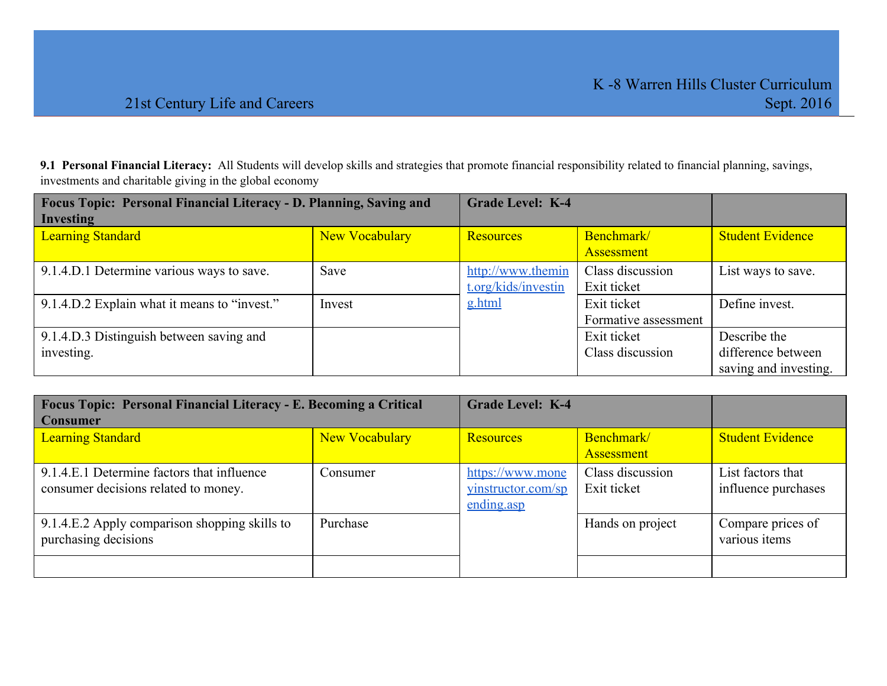**9.1 Personal Financial Literacy:** All Students will develop skills and strategies that promote financial responsibility related to financial planning, savings, investments and charitable giving in the global economy

| **Focus Topic: Personal Financial Literacy - D. Planning, Saving and Investing** | | **Grade Level: K-4** | | |
|---|---|---|---|---|
| Learning Standard | New Vocabulary | Resources | Benchmark/ Assessment | Student Evidence |
| 9.1.4.D.1 Determine various ways to save. | Save | http://www.themint.org/kids/investing.html | Class discussion<br>Exit ticket | List ways to save. |
| 9.1.4.D.2 Explain what it means to “invest.” | Invest | | Exit ticket<br>Formative assessment | Define invest. |
| 9.1.4.D.3 Distinguish between saving and investing. | | | Exit ticket<br>Class discussion | Describe the difference between saving and investing. |

| **Focus Topic: Personal Financial Literacy - E. Becoming a Critical Consumer** | | **Grade Level: K-4** | | |
|---|---|---|---|---|
| Learning Standard | New Vocabulary | Resources | Benchmark/ Assessment | Student Evidence |
| 9.1.4.E.1 Determine factors that influence consumer decisions related to money. | Consumer | https://www.moneyinstructor.com/spending.asp | Class discussion<br>Exit ticket | List factors that influence purchases |
| 9.1.4.E.2 Apply comparison shopping skills to purchasing decisions | Purchase | | Hands on project | Compare prices of various items |
| | | | | |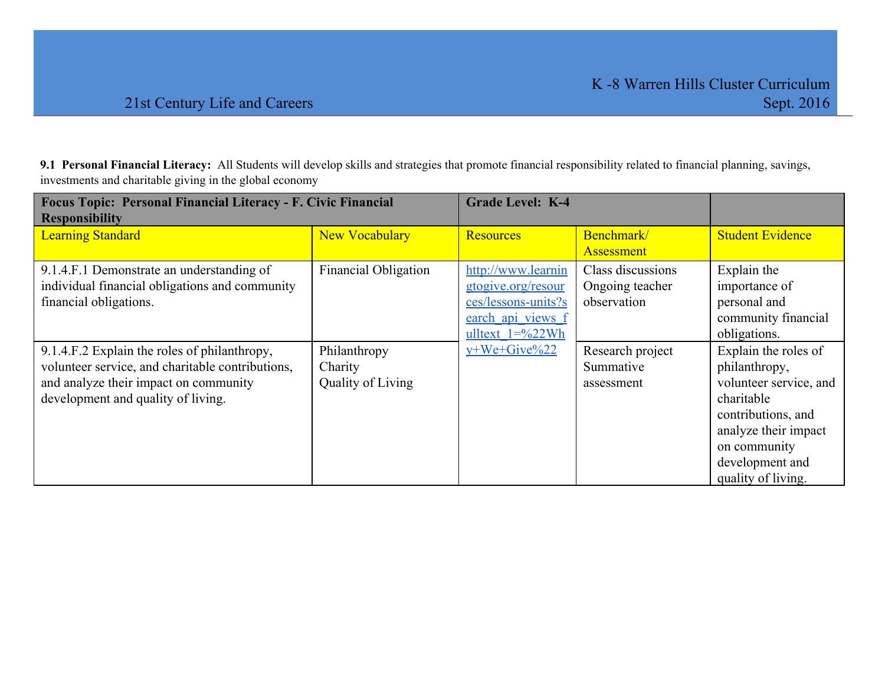**9.1 Personal Financial Literacy:** All Students will develop skills and strategies that promote financial responsibility related to financial planning, savings, investments and charitable giving in the global economy

| **Focus Topic: Personal Financial Literacy - F. Civic Financial Responsibility** | | **Grade Level: K-4** | | |
|---|---|---|---|---|
| Learning Standard | New Vocabulary | Resources | Benchmark/ Assessment | Student Evidence |
| 9.1.4.F.1 Demonstrate an understanding of individual financial obligations and community financial obligations. | Financial Obligation | http://www.learningtogive.org/resources/lessons-units?search_api_views_fulltext_1=%22Why+We+Give%22 | Class discussions<br>Ongoing teacher observation | Explain the importance of personal and community financial obligations. |
| 9.1.4.F.2 Explain the roles of philanthropy, volunteer service, and charitable contributions, and analyze their impact on community development and quality of living. | Philanthropy<br>Charity<br>Quality of Living | | Research project<br>Summative assessment | Explain the roles of philanthropy, volunteer service, and charitable contributions, and analyze their impact on community development and quality of living. |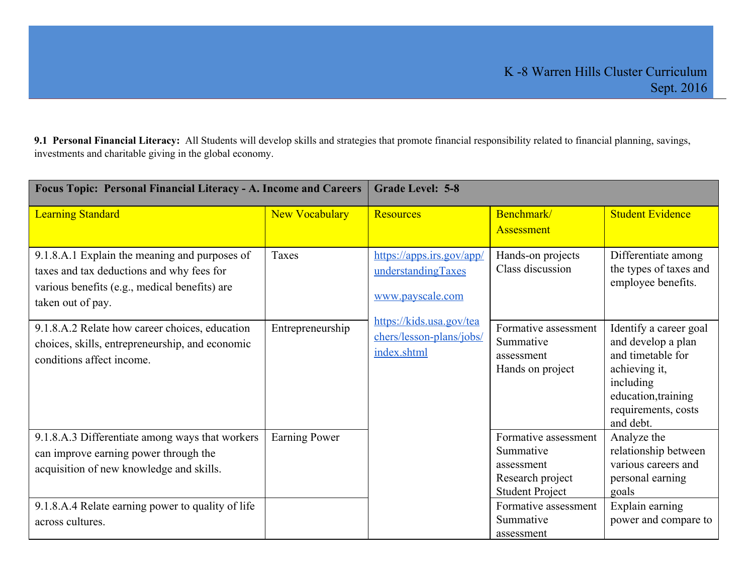**9.1 Personal Financial Literacy:** All Students will develop skills and strategies that promote financial responsibility related to financial planning, savings, investments and charitable giving in the global economy.

| Focus Topic: Personal Financial Literacy - A. Income and Careers | | Grade Level: 5-8 | | |
|---|---|---|---|---|
| Learning Standard | New Vocabulary | Resources | Benchmark/ Assessment | Student Evidence |
| 9.1.8.A.1 Explain the meaning and purposes of taxes and tax deductions and why fees for various benefits (e.g., medical benefits) are taken out of pay. | Taxes | https://apps.irs.gov/app/understandingTaxes<br>www.payscale.com<br>https://kids.usa.gov/teachers/lesson-plans/jobs/index.shtml | Hands-on projects<br>Class discussion | Differentiate among the types of taxes and employee benefits. |
| 9.1.8.A.2 Relate how career choices, education choices, skills, entrepreneurship, and economic conditions affect income. | Entrepreneurship | | Formative assessment<br>Summative assessment<br>Hands on project | Identify a career goal and develop a plan and timetable for achieving it, including education,training requirements, costs and debt. |
| 9.1.8.A.3 Differentiate among ways that workers can improve earning power through the acquisition of new knowledge and skills. | Earning Power | | Formative assessment<br>Summative assessment<br>Research project<br>Student Project | Analyze the relationship between various careers and personal earning goals |
| 9.1.8.A.4 Relate earning power to quality of life across cultures. | | | Formative assessment<br>Summative assessment | Explain earning power and compare to |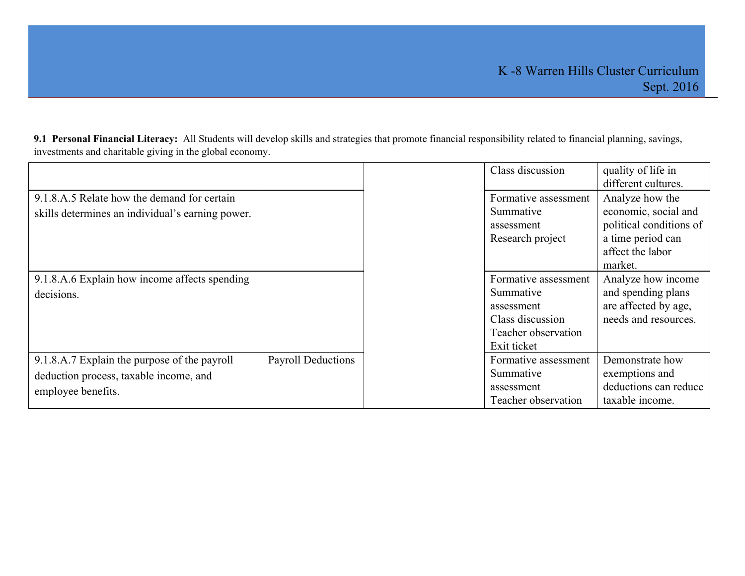**9.1 Personal Financial Literacy:** All Students will develop skills and strategies that promote financial responsibility related to financial planning, savings, investments and charitable giving in the global economy.

| | | | | |
|---|---|---|---|---|
| | | | Class discussion | quality of life in different cultures. |
| 9.1.8.A.5 Relate how the demand for certain skills determines an individual's earning power. | | | Formative assessment<br>Summative assessment<br>Research project | Analyze how the economic, social and political conditions of a time period can affect the labor market. |
| 9.1.8.A.6 Explain how income affects spending decisions. | | | Formative assessment<br>Summative assessment<br>Class discussion<br>Teacher observation<br>Exit ticket | Analyze how income and spending plans are affected by age, needs and resources. |
| 9.1.8.A.7 Explain the purpose of the payroll deduction process, taxable income, and employee benefits. | Payroll Deductions | | Formative assessment<br>Summative assessment<br>Teacher observation | Demonstrate how exemptions and deductions can reduce taxable income. |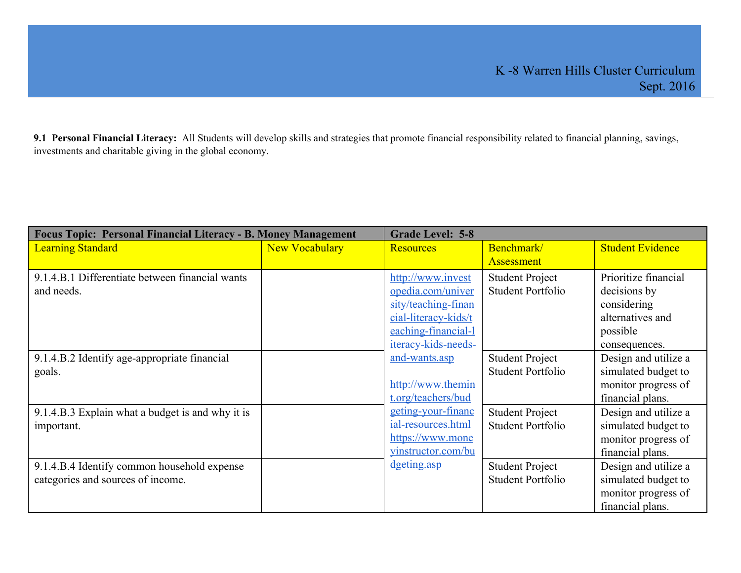K -8 Warren Hills Cluster Curriculum
Sept. 2016

**9.1 Personal Financial Literacy:** All Students will develop skills and strategies that promote financial responsibility related to financial planning, savings, investments and charitable giving in the global economy.

| **Focus Topic: Personal Financial Literacy - B. Money Management** | | **Grade Level: 5-8** | | |
|---|---|---|---|---|
| Learning Standard | New Vocabulary | Resources | Benchmark/ Assessment | Student Evidence |
| 9.1.4.B.1 Differentiate between financial wants and needs. | | http://www.investopedia.com/university/teaching-financial-literacy-kids/teaching-financial-literacy-kids-needs-and-wants.asp<br><br>http://www.themint.org/teachers/budgeting-your-financial-resources.html<br>https://www.moneyinstructor.com/budgeting.asp | Student Project<br>Student Portfolio | Prioritize financial decisions by considering alternatives and possible consequences. |
| 9.1.4.B.2 Identify age-appropriate financial goals. | | | Student Project<br>Student Portfolio | Design and utilize a simulated budget to monitor progress of financial plans. |
| 9.1.4.B.3 Explain what a budget is and why it is important. | | | Student Project<br>Student Portfolio | Design and utilize a simulated budget to monitor progress of financial plans. |
| 9.1.4.B.4 Identify common household expense categories and sources of income. | | | Student Project<br>Student Portfolio | Design and utilize a simulated budget to monitor progress of financial plans. |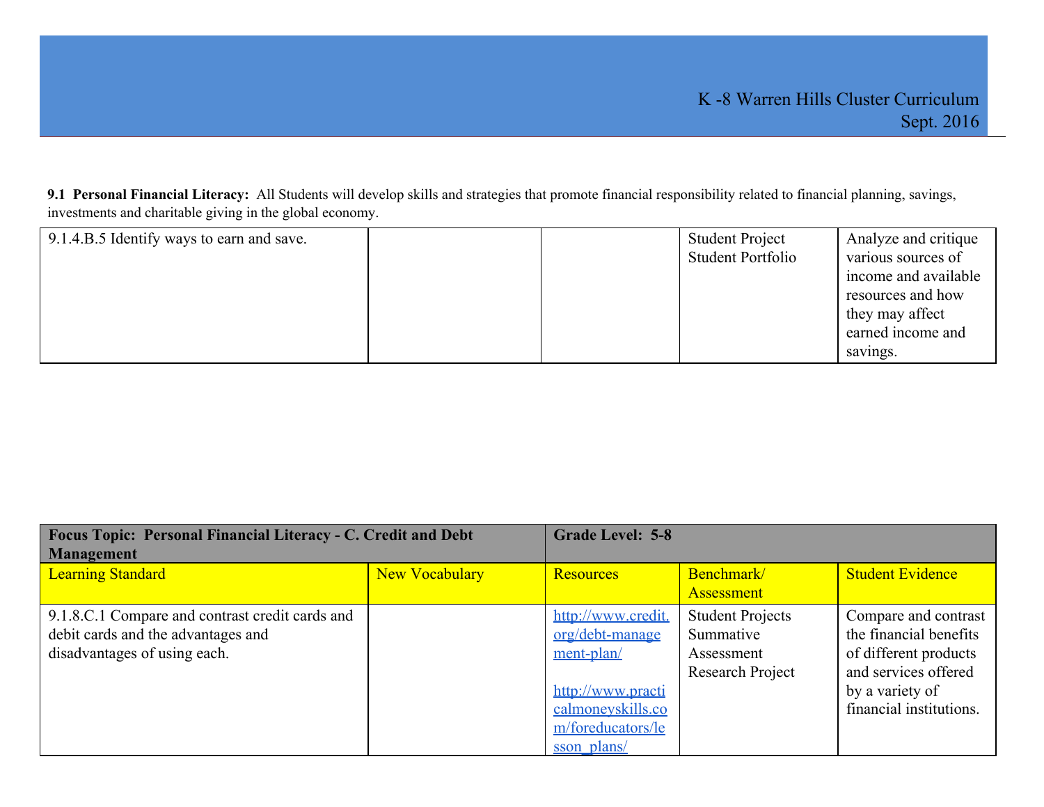**9.1 Personal Financial Literacy:** All Students will develop skills and strategies that promote financial responsibility related to financial planning, savings, investments and charitable giving in the global economy.

| | | | | |
|---|---|---|---|---|
| 9.1.4.B.5 Identify ways to earn and save. | | | Student Project<br>Student Portfolio | Analyze and critique various sources of income and available resources and how they may affect earned income and savings. |

| **Focus Topic: Personal Financial Literacy - C. Credit and Debt Management** | | **Grade Level: 5-8** | | |
|---|---|---|---|---|
| Learning Standard | New Vocabulary | Resources | Benchmark/ Assessment | Student Evidence |
| 9.1.8.C.1 Compare and contrast credit cards and debit cards and the advantages and disadvantages of using each. | | http://www.credit.org/debt-management-plan/<br><br>http://www.practicalmoneyskills.com/foreducators/lesson_plans/ | Student Projects<br>Summative Assessment<br>Research Project | Compare and contrast the financial benefits of different products and services offered by a variety of financial institutions. |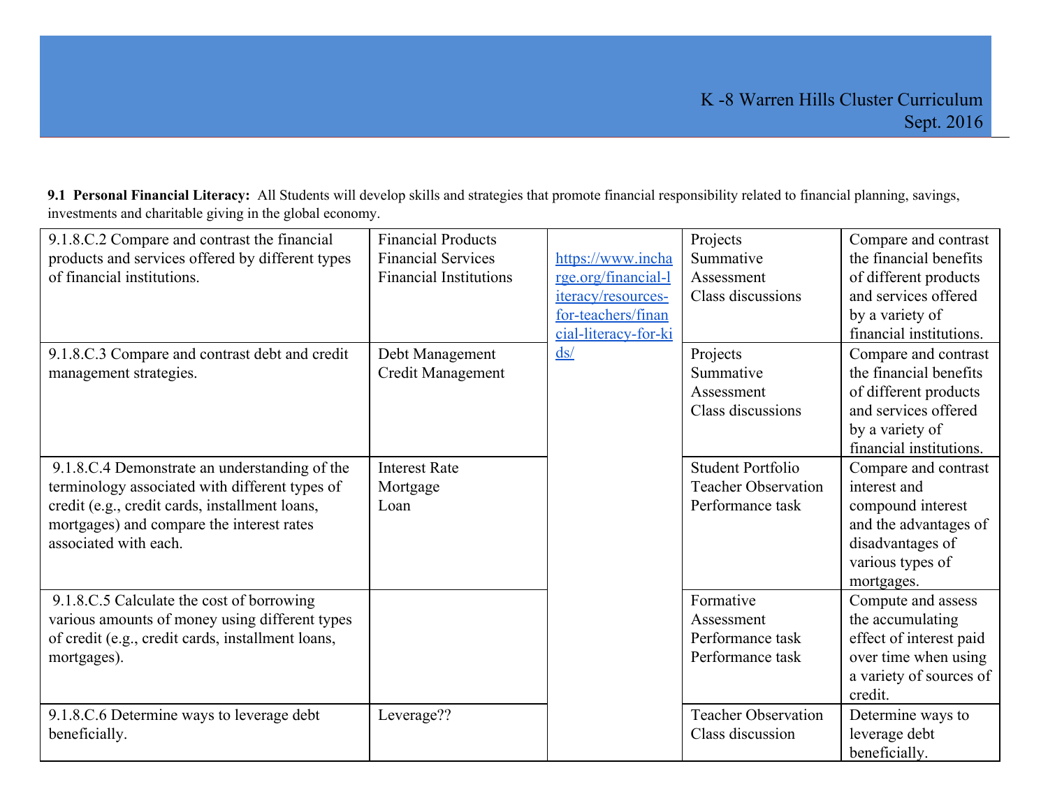**9.1 Personal Financial Literacy:** All Students will develop skills and strategies that promote financial responsibility related to financial planning, savings, investments and charitable giving in the global economy.

| | | | | |
|---|---|---|---|---|
| 9.1.8.C.2 Compare and contrast the financial products and services offered by different types of financial institutions. | Financial Products<br>Financial Services<br>Financial Institutions | https://www.incharge.org/financial-literacy/resources-for-teachers/financial-literacy-for-kids/ | Projects<br>Summative Assessment<br>Class discussions | Compare and contrast the financial benefits of different products and services offered by a variety of financial institutions. |
| 9.1.8.C.3 Compare and contrast debt and credit management strategies. | Debt Management<br>Credit Management | | Projects<br>Summative Assessment<br>Class discussions | Compare and contrast the financial benefits of different products and services offered by a variety of financial institutions. |
| 9.1.8.C.4 Demonstrate an understanding of the terminology associated with different types of credit (e.g., credit cards, installment loans, mortgages) and compare the interest rates associated with each. | Interest Rate<br>Mortgage<br>Loan | | Student Portfolio<br>Teacher Observation<br>Performance task | Compare and contrast interest and compound interest and the advantages of disadvantages of various types of mortgages. |
| 9.1.8.C.5 Calculate the cost of borrowing various amounts of money using different types of credit (e.g., credit cards, installment loans, mortgages). | | | Formative Assessment<br>Performance task<br>Performance task | Compute and assess the accumulating effect of interest paid over time when using a variety of sources of credit. |
| 9.1.8.C.6 Determine ways to leverage debt beneficially. | Leverage?? | | Teacher Observation<br>Class discussion | Determine ways to leverage debt beneficially. |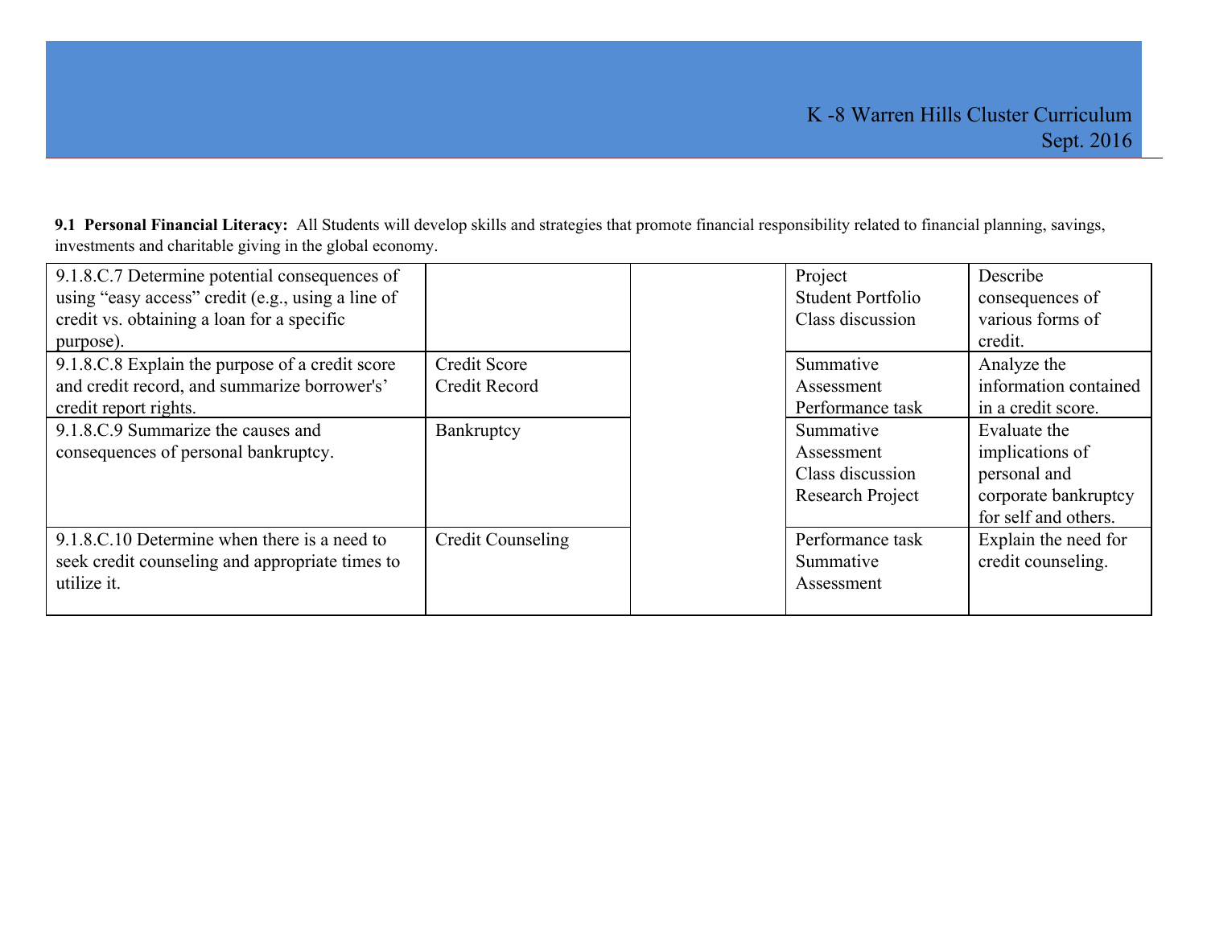**9.1 Personal Financial Literacy:** All Students will develop skills and strategies that promote financial responsibility related to financial planning, savings, investments and charitable giving in the global economy.

| | | | | |
|---|---|---|---|---|
| 9.1.8.C.7 Determine potential consequences of using "easy access" credit (e.g., using a line of credit vs. obtaining a loan for a specific purpose). | | | Project<br>Student Portfolio<br>Class discussion | Describe consequences of various forms of credit. |
| 9.1.8.C.8 Explain the purpose of a credit score and credit record, and summarize borrower's' credit report rights. | Credit Score<br>Credit Record | | Summative Assessment<br>Performance task | Analyze the information contained in a credit score. |
| 9.1.8.C.9 Summarize the causes and consequences of personal bankruptcy. | Bankruptcy | | Summative Assessment<br>Class discussion<br>Research Project | Evaluate the implications of personal and corporate bankruptcy for self and others. |
| 9.1.8.C.10 Determine when there is a need to seek credit counseling and appropriate times to utilize it. | Credit Counseling | | Performance task<br>Summative Assessment | Explain the need for credit counseling. |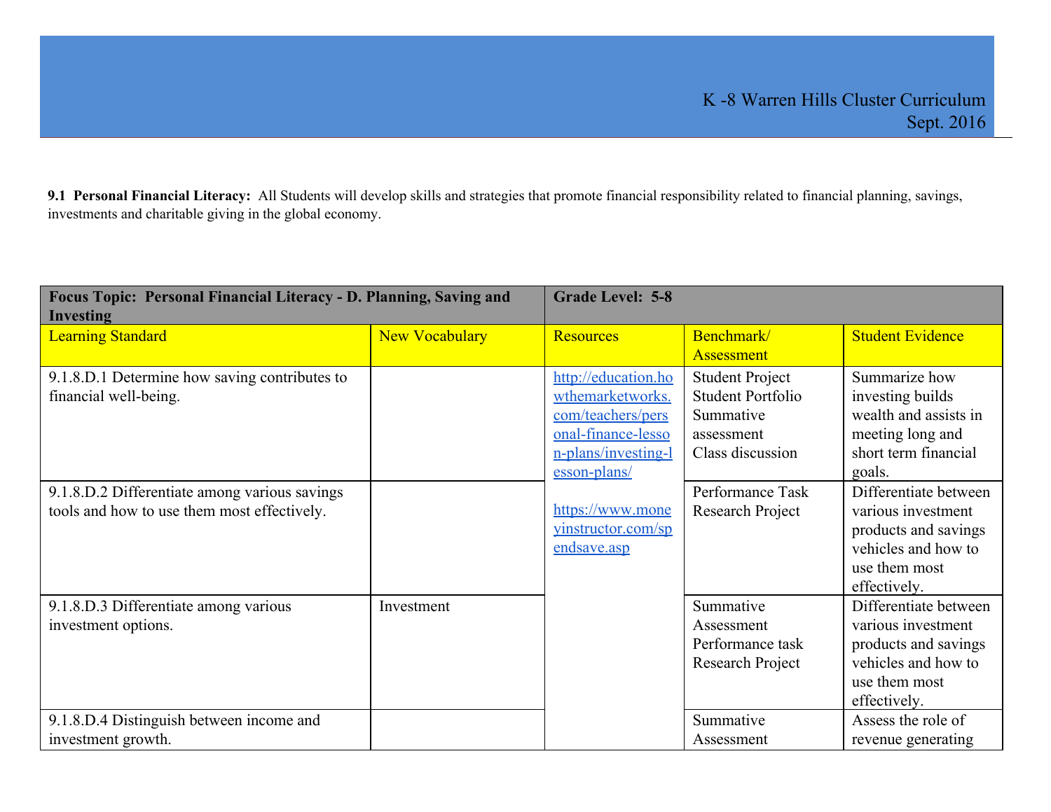**9.1 Personal Financial Literacy:** All Students will develop skills and strategies that promote financial responsibility related to financial planning, savings, investments and charitable giving in the global economy.

| **Focus Topic: Personal Financial Literacy - D. Planning, Saving and Investing** | | **Grade Level: 5-8** | | |
|---|---|---|---|---|
| Learning Standard | New Vocabulary | Resources | Benchmark/ Assessment | Student Evidence |
| 9.1.8.D.1 Determine how saving contributes to financial well-being. | | http://education.howthemarketworks.com/teachers/personal-finance-lesson-plans/investing-lesson-plans/ <br><br> https://www.moneyinstructor.com/spendsave.asp | Student Project<br>Student Portfolio<br>Summative assessment<br>Class discussion | Summarize how investing builds wealth and assists in meeting long and short term financial goals. |
| 9.1.8.D.2 Differentiate among various savings tools and how to use them most effectively. | | | Performance Task<br>Research Project | Differentiate between various investment products and savings vehicles and how to use them most effectively. |
| 9.1.8.D.3 Differentiate among various investment options. | Investment | | Summative Assessment<br>Performance task<br>Research Project | Differentiate between various investment products and savings vehicles and how to use them most effectively. |
| 9.1.8.D.4 Distinguish between income and investment growth. | | | Summative Assessment | Assess the role of revenue generating |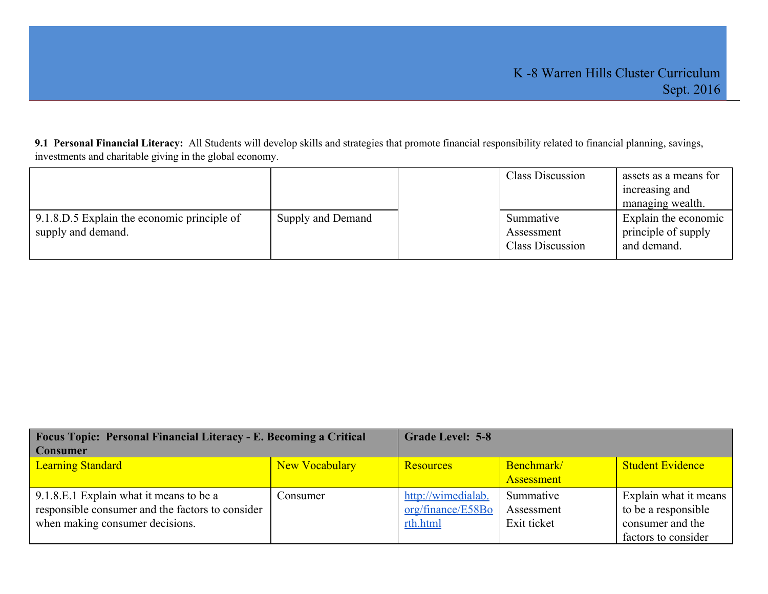**9.1 Personal Financial Literacy:** All Students will develop skills and strategies that promote financial responsibility related to financial planning, savings, investments and charitable giving in the global economy.

| | | | | |
|---|---|---|---|---|
| | | | Class Discussion | assets as a means for increasing and managing wealth. |
| 9.1.8.D.5 Explain the economic principle of supply and demand. | Supply and Demand | | Summative Assessment<br>Class Discussion | Explain the economic principle of supply and demand. |

| **Focus Topic: Personal Financial Literacy - E. Becoming a Critical Consumer** | | **Grade Level: 5-8** | | |
|---|---|---|---|---|
| Learning Standard | New Vocabulary | Resources | Benchmark/ Assessment | Student Evidence |
| 9.1.8.E.1 Explain what it means to be a responsible consumer and the factors to consider when making consumer decisions. | Consumer | [http://wimedialab.org/finance/E58Borth.html](http://wimedialab.org/finance/E58Borth.html) | Summative Assessment<br>Exit ticket | Explain what it means to be a responsible consumer and the factors to consider |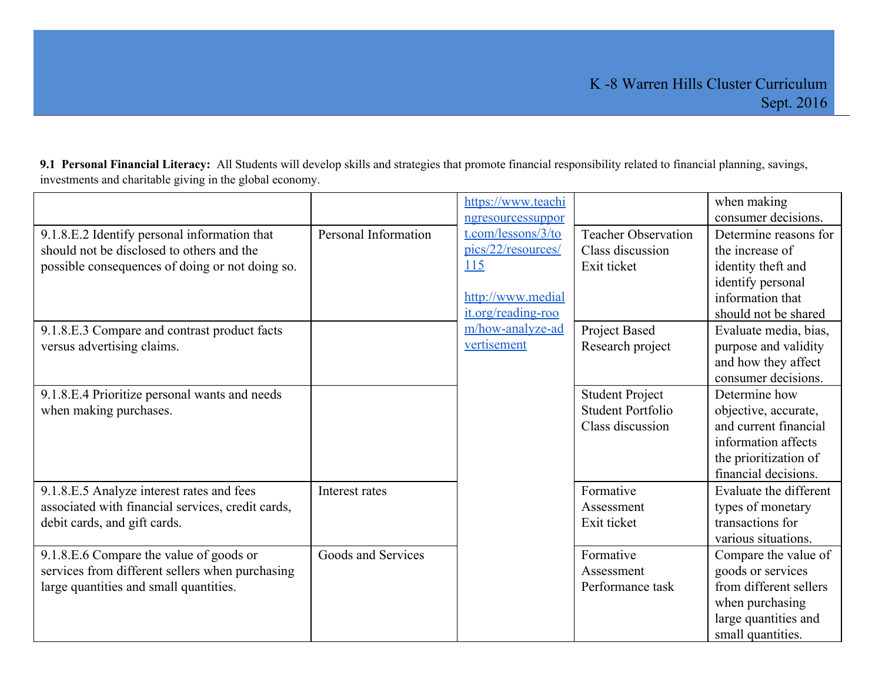**9.1 Personal Financial Literacy:** All Students will develop skills and strategies that promote financial responsibility related to financial planning, savings, investments and charitable giving in the global economy.

| | | | | |
|---|---|---|---|---|
| | | https://www.teachingresourcessupport.com/lessons/3/topics/22/resources/115<br><br>http://www.medialit.org/reading-room/how-analyze-advertisement | | when making consumer decisions. |
| 9.1.8.E.2 Identify personal information that should not be disclosed to others and the possible consequences of doing or not doing so. | Personal Information | | Teacher Observation<br>Class discussion<br>Exit ticket | Determine reasons for the increase of identity theft and identify personal information that should not be shared |
| 9.1.8.E.3 Compare and contrast product facts versus advertising claims. | | | Project Based<br>Research project | Evaluate media, bias, purpose and validity and how they affect consumer decisions. |
| 9.1.8.E.4 Prioritize personal wants and needs when making purchases. | | | Student Project<br>Student Portfolio<br>Class discussion | Determine how objective, accurate, and current financial information affects the prioritization of financial decisions. |
| 9.1.8.E.5 Analyze interest rates and fees associated with financial services, credit cards, debit cards, and gift cards. | Interest rates | | Formative Assessment<br>Exit ticket | Evaluate the different types of monetary transactions for various situations. |
| 9.1.8.E.6 Compare the value of goods or services from different sellers when purchasing large quantities and small quantities. | Goods and Services | | Formative Assessment<br>Performance task | Compare the value of goods or services from different sellers when purchasing large quantities and small quantities. |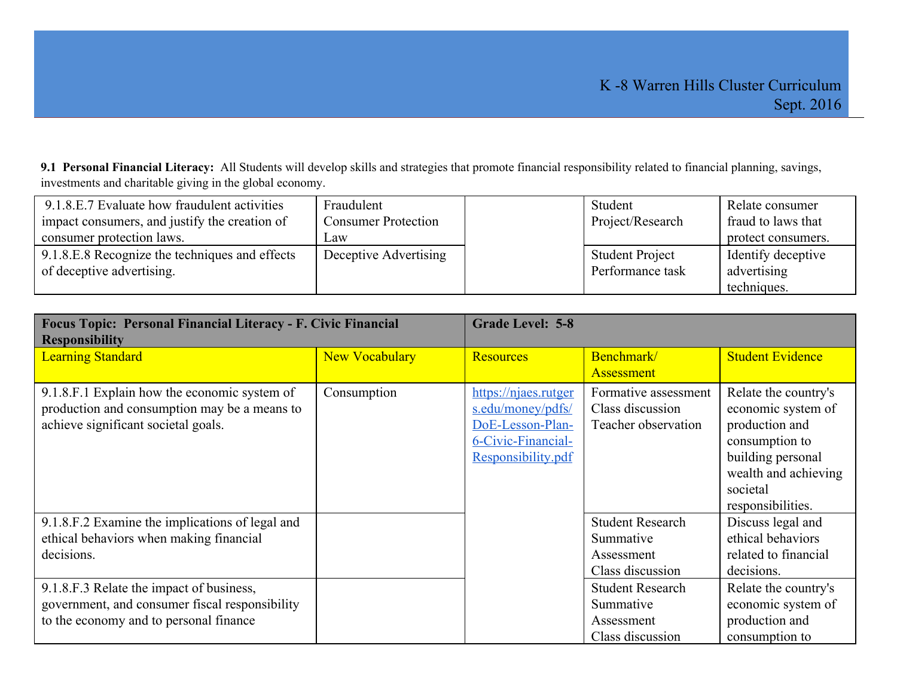**9.1 Personal Financial Literacy:** All Students will develop skills and strategies that promote financial responsibility related to financial planning, savings, investments and charitable giving in the global economy.

| | | | | |
|---|---|---|---|---|
| 9.1.8.E.7 Evaluate how fraudulent activities impact consumers, and justify the creation of consumer protection laws. | Fraudulent Consumer Protection Law | | Student Project/Research | Relate consumer fraud to laws that protect consumers. |
| 9.1.8.E.8 Recognize the techniques and effects of deceptive advertising. | Deceptive Advertising | | Student Project Performance task | Identify deceptive advertising techniques. |

| **Focus Topic: Personal Financial Literacy - F. Civic Financial Responsibility** | | **Grade Level: 5-8** | | |
|---|---|---|---|---|
| Learning Standard | New Vocabulary | Resources | Benchmark/ Assessment | Student Evidence |
| 9.1.8.F.1 Explain how the economic system of production and consumption may be a means to achieve significant societal goals. | Consumption | https://njaes.rutgers.edu/money/pdfs/DoE-Lesson-Plan-6-Civic-Financial-Responsibility.pdf | Formative assessment Class discussion Teacher observation | Relate the country's economic system of production and consumption to building personal wealth and achieving societal responsibilities. |
| 9.1.8.F.2 Examine the implications of legal and ethical behaviors when making financial decisions. | | | Student Research Summative Assessment Class discussion | Discuss legal and ethical behaviors related to financial decisions. |
| 9.1.8.F.3 Relate the impact of business, government, and consumer fiscal responsibility to the economy and to personal finance | | | Student Research Summative Assessment Class discussion | Relate the country's economic system of production and consumption to |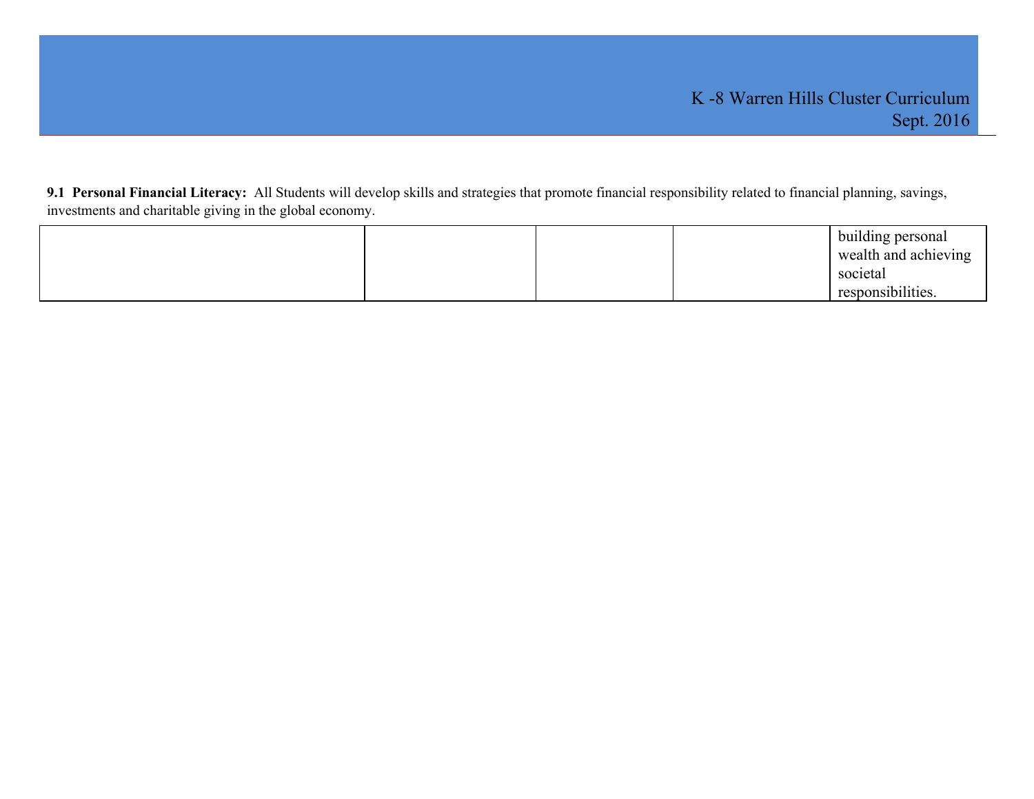**9.1 Personal Financial Literacy:** All Students will develop skills and strategies that promote financial responsibility related to financial planning, savings, investments and charitable giving in the global economy.

| | | | | |
|---|---|---|---|---|
| | | | | building personal wealth and achieving societal responsibilities. |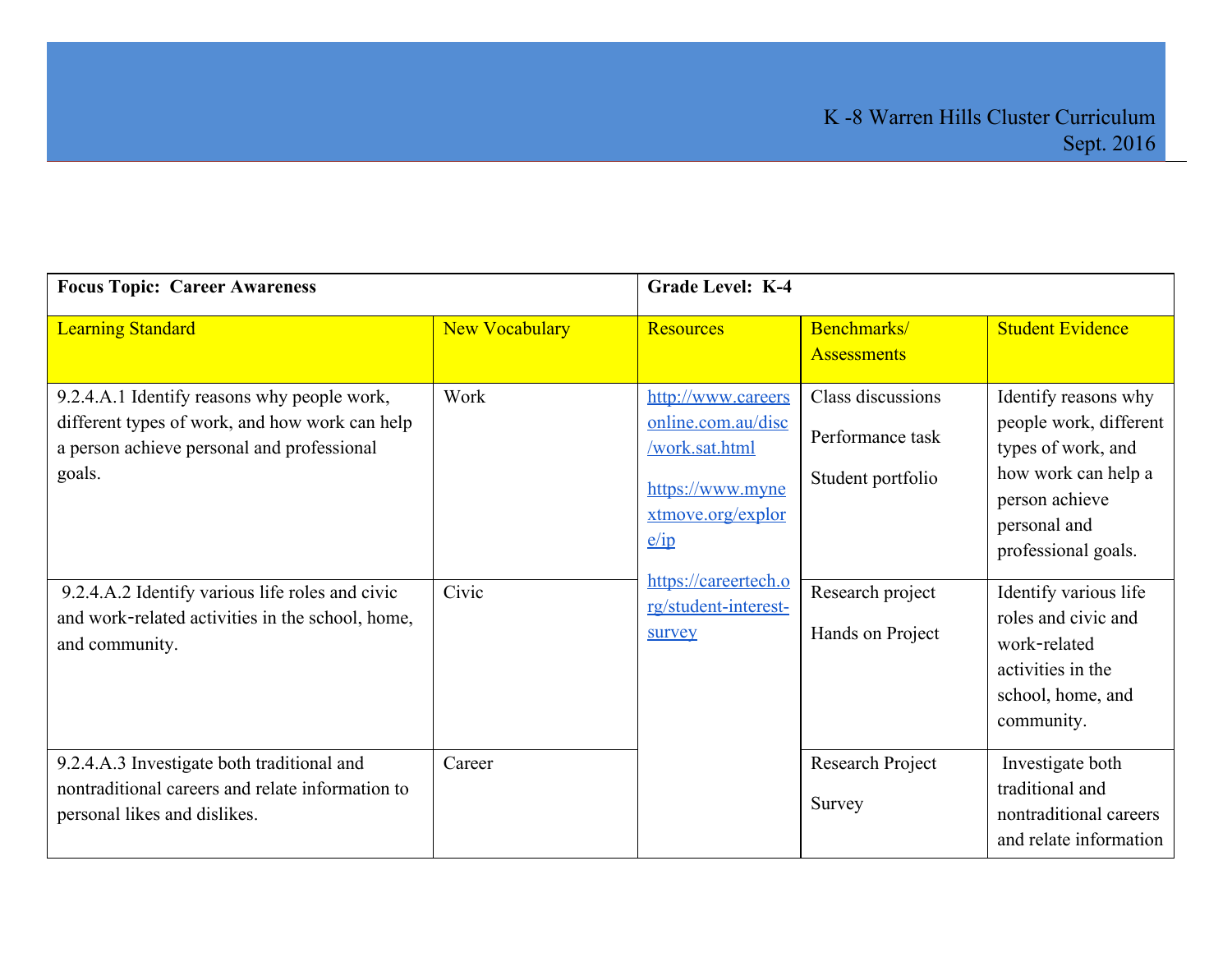| Focus Topic: Career Awareness | | Grade Level: K-4 | | |
|---|---|---|---|---|
| Learning Standard | New Vocabulary | Resources | Benchmarks/ Assessments | Student Evidence |
| 9.2.4.A.1 Identify reasons why people work, different types of work, and how work can help a person achieve personal and professional goals. | Work | http://www.careersonline.com.au/disc/work.sat.html<br><br>https://www.mynextmove.org/explore/ip<br><br>https://careertech.org/student-interest-survey | Class discussions<br><br>Performance task<br><br>Student portfolio | Identify reasons why people work, different types of work, and how work can help a person achieve personal and professional goals. |
| 9.2.4.A.2 Identify various life roles and civic and work-related activities in the school, home, and community. | Civic | | Research project<br><br>Hands on Project | Identify various life roles and civic and work-related activities in the school, home, and community. |
| 9.2.4.A.3 Investigate both traditional and nontraditional careers and relate information to personal likes and dislikes. | Career | | Research Project<br><br>Survey | Investigate both traditional and nontraditional careers and relate information |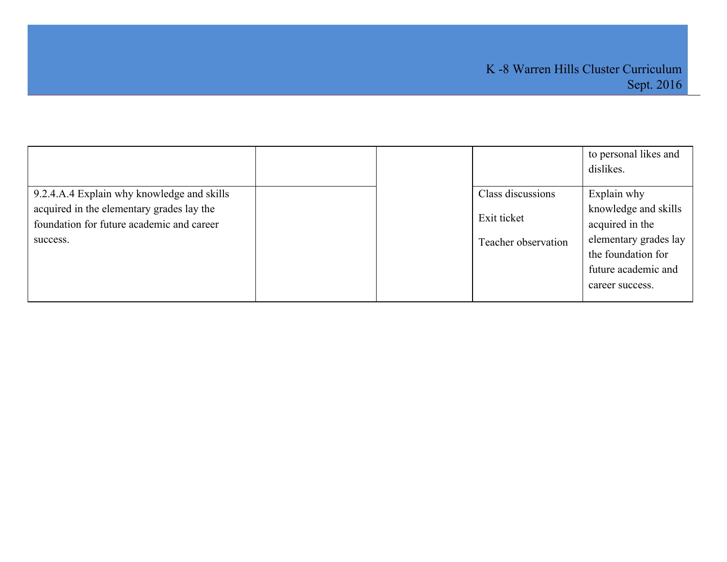| | | | | |
|---|---|---|---|---|
| | | | | to personal likes and dislikes. |
| 9.2.4.A.4 Explain why knowledge and skills acquired in the elementary grades lay the foundation for future academic and career success. | | | Class discussions<br><br>Exit ticket<br><br>Teacher observation | Explain why knowledge and skills acquired in the elementary grades lay the foundation for future academic and career success. |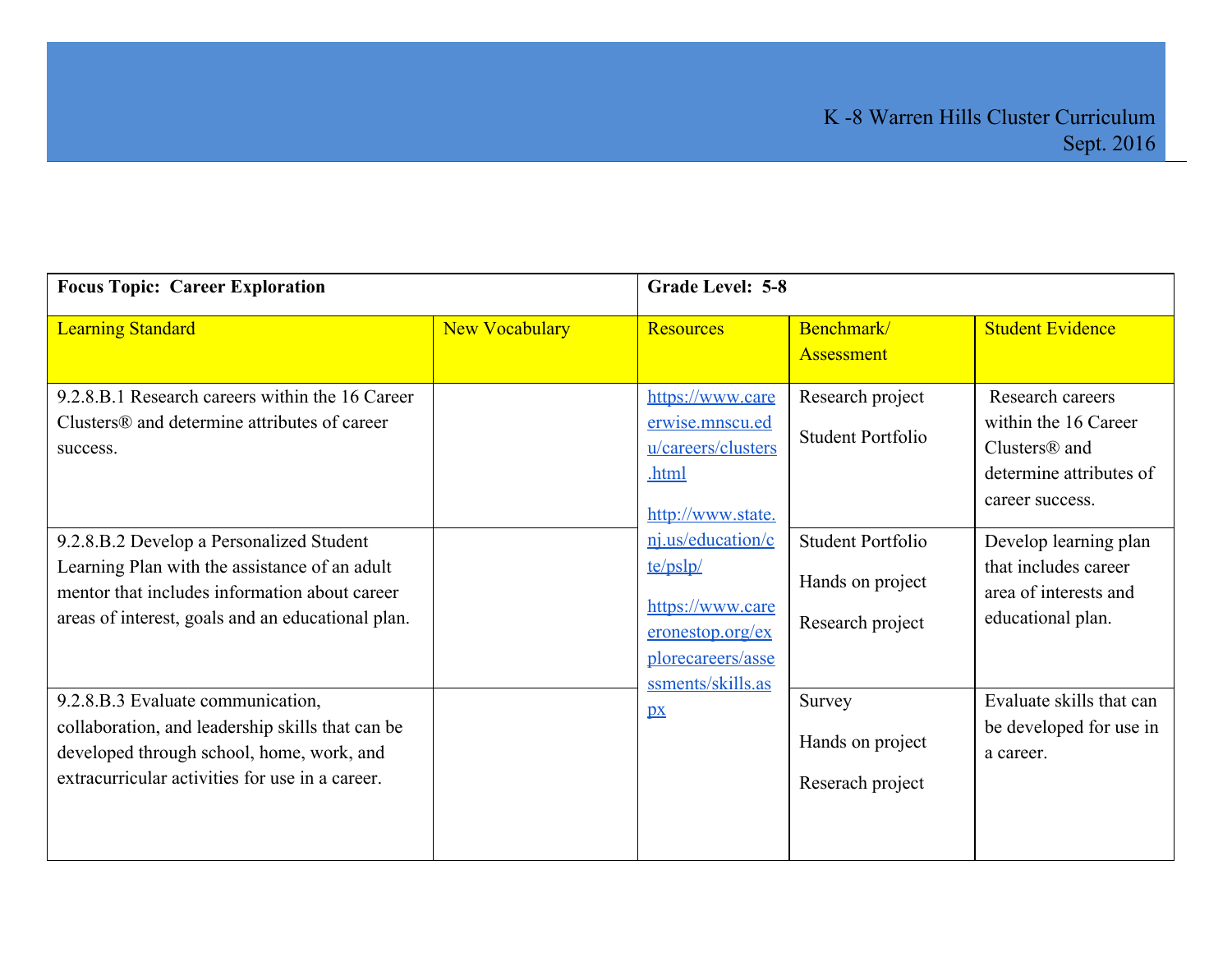| Focus Topic: Career Exploration | | Grade Level: 5-8 | | |
|---|---|---|---|---|
| Learning Standard | New Vocabulary | Resources | Benchmark/ Assessment | Student Evidence |
| 9.2.8.B.1 Research careers within the 16 Career Clusters® and determine attributes of career success. | | https://www.careerwise.mnscu.edu/careers/clusters.html<br><br>http://www.state.nj.us/education/cte/pslp/<br><br>https://www.careeronestop.org/explorecareers/assessments/skills.aspx | Research project<br><br>Student Portfolio | Research careers within the 16 Career Clusters® and determine attributes of career success. |
| 9.2.8.B.2 Develop a Personalized Student Learning Plan with the assistance of an adult mentor that includes information about career areas of interest, goals and an educational plan. | | | Student Portfolio<br><br>Hands on project<br><br>Research project | Develop learning plan that includes career area of interests and educational plan. |
| 9.2.8.B.3 Evaluate communication, collaboration, and leadership skills that can be developed through school, home, work, and extracurricular activities for use in a career. | | | Survey<br><br>Hands on project<br><br>Reserach project | Evaluate skills that can be developed for use in a career. |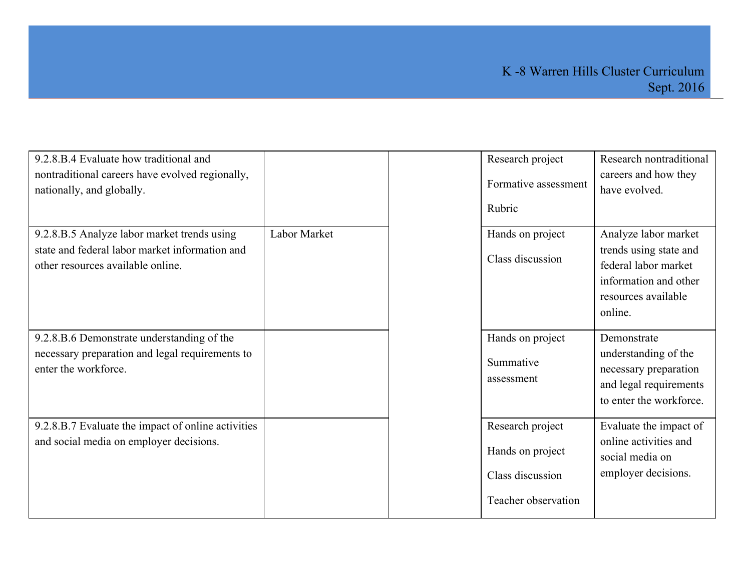| | | | | |
|---|---|---|---|---|
| 9.2.8.B.4 Evaluate how traditional and nontraditional careers have evolved regionally, nationally, and globally. | | | Research project<br><br>Formative assessment<br><br>Rubric | Research nontraditional careers and how they have evolved. |
| 9.2.8.B.5 Analyze labor market trends using state and federal labor market information and other resources available online. | Labor Market | | Hands on project<br><br>Class discussion | Analyze labor market trends using state and federal labor market information and other resources available online. |
| 9.2.8.B.6 Demonstrate understanding of the necessary preparation and legal requirements to enter the workforce. | | | Hands on project<br><br>Summative assessment | Demonstrate understanding of the necessary preparation and legal requirements to enter the workforce. |
| 9.2.8.B.7 Evaluate the impact of online activities and social media on employer decisions. | | | Research project<br><br>Hands on project<br><br>Class discussion<br><br>Teacher observation | Evaluate the impact of online activities and social media on employer decisions. |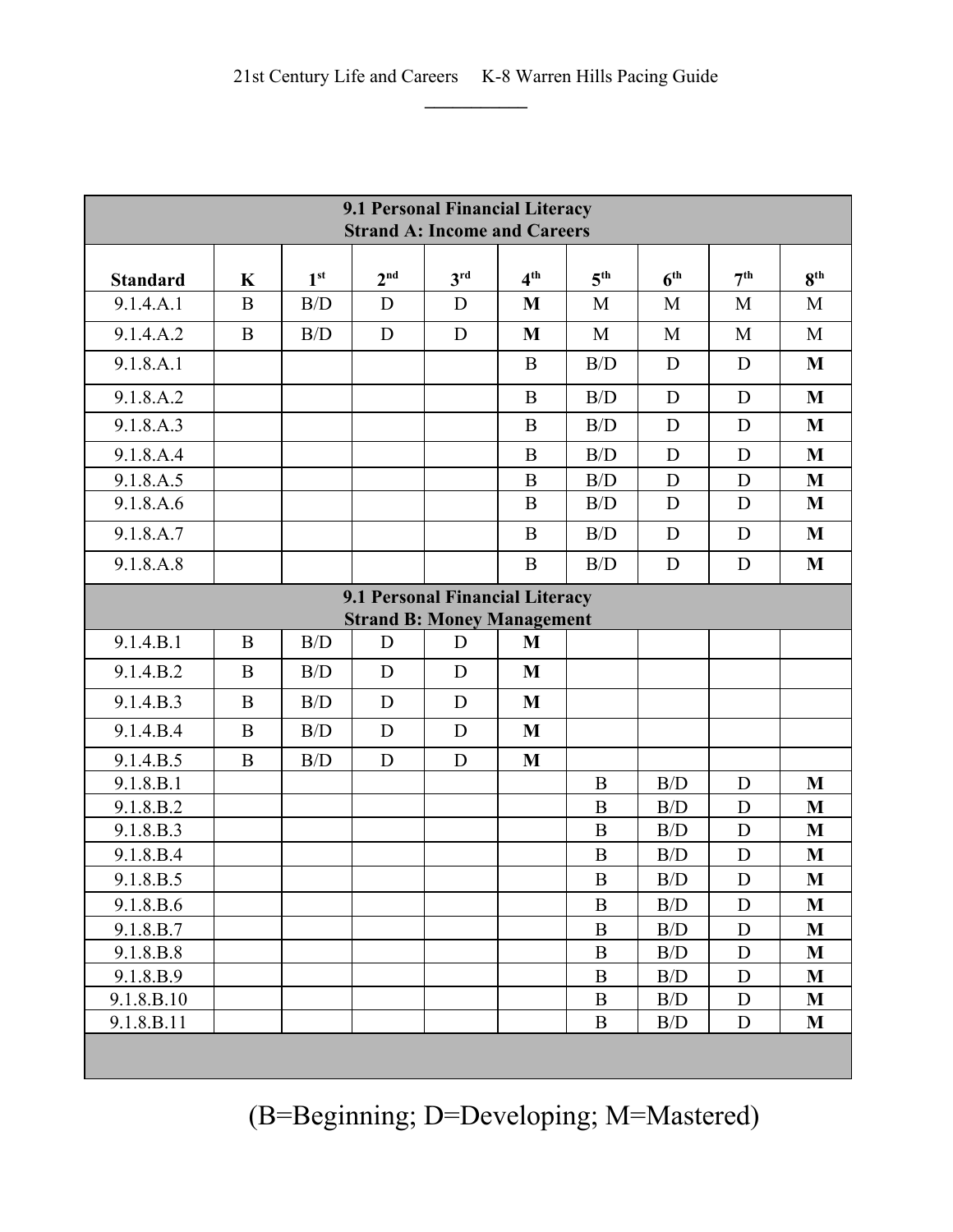| 9.1 Personal Financial Literacy<br>Strand A: Income and Careers | | | | | | | | | |
|---|---|---|---|---|---|---|---|---|---|
| **Standard** | **K** | **1st** | **2nd** | **3rd** | **4th** | **5th** | **6th** | **7th** | **8th** |
| 9.1.4.A.1 | B | B/D | D | D | **M** | M | M | M | M |
| 9.1.4.A.2 | B | B/D | D | D | **M** | M | M | M | M |
| 9.1.8.A.1 | | | | | B | B/D | D | D | **M** |
| 9.1.8.A.2 | | | | | B | B/D | D | D | **M** |
| 9.1.8.A.3 | | | | | B | B/D | D | D | **M** |
| 9.1.8.A.4 | | | | | B | B/D | D | D | **M** |
| 9.1.8.A.5 | | | | | B | B/D | D | D | **M** |
| 9.1.8.A.6 | | | | | B | B/D | D | D | **M** |
| 9.1.8.A.7 | | | | | B | B/D | D | D | **M** |
| 9.1.8.A.8 | | | | | B | B/D | D | D | **M** |
| **9.1 Personal Financial Literacy<br>Strand B: Money Management** | | | | | | | | | |
| 9.1.4.B.1 | B | B/D | D | D | **M** | | | | |
| 9.1.4.B.2 | B | B/D | D | D | **M** | | | | |
| 9.1.4.B.3 | B | B/D | D | D | **M** | | | | |
| 9.1.4.B.4 | B | B/D | D | D | **M** | | | | |
| 9.1.4.B.5 | B | B/D | D | D | **M** | | | | |
| 9.1.8.B.1 | | | | | | B | B/D | D | **M** |
| 9.1.8.B.2 | | | | | | B | B/D | D | **M** |
| 9.1.8.B.3 | | | | | | B | B/D | D | **M** |
| 9.1.8.B.4 | | | | | | B | B/D | D | **M** |
| 9.1.8.B.5 | | | | | | B | B/D | D | **M** |
| 9.1.8.B.6 | | | | | | B | B/D | D | **M** |
| 9.1.8.B.7 | | | | | | B | B/D | D | **M** |
| 9.1.8.B.8 | | | | | | B | B/D | D | **M** |
| 9.1.8.B.9 | | | | | | B | B/D | D | **M** |
| 9.1.8.B.10 | | | | | | B | B/D | D | **M** |
| 9.1.8.B.11 | | | | | | B | B/D | D | **M** |

(B=Beginning; D=Developing; M=Mastered)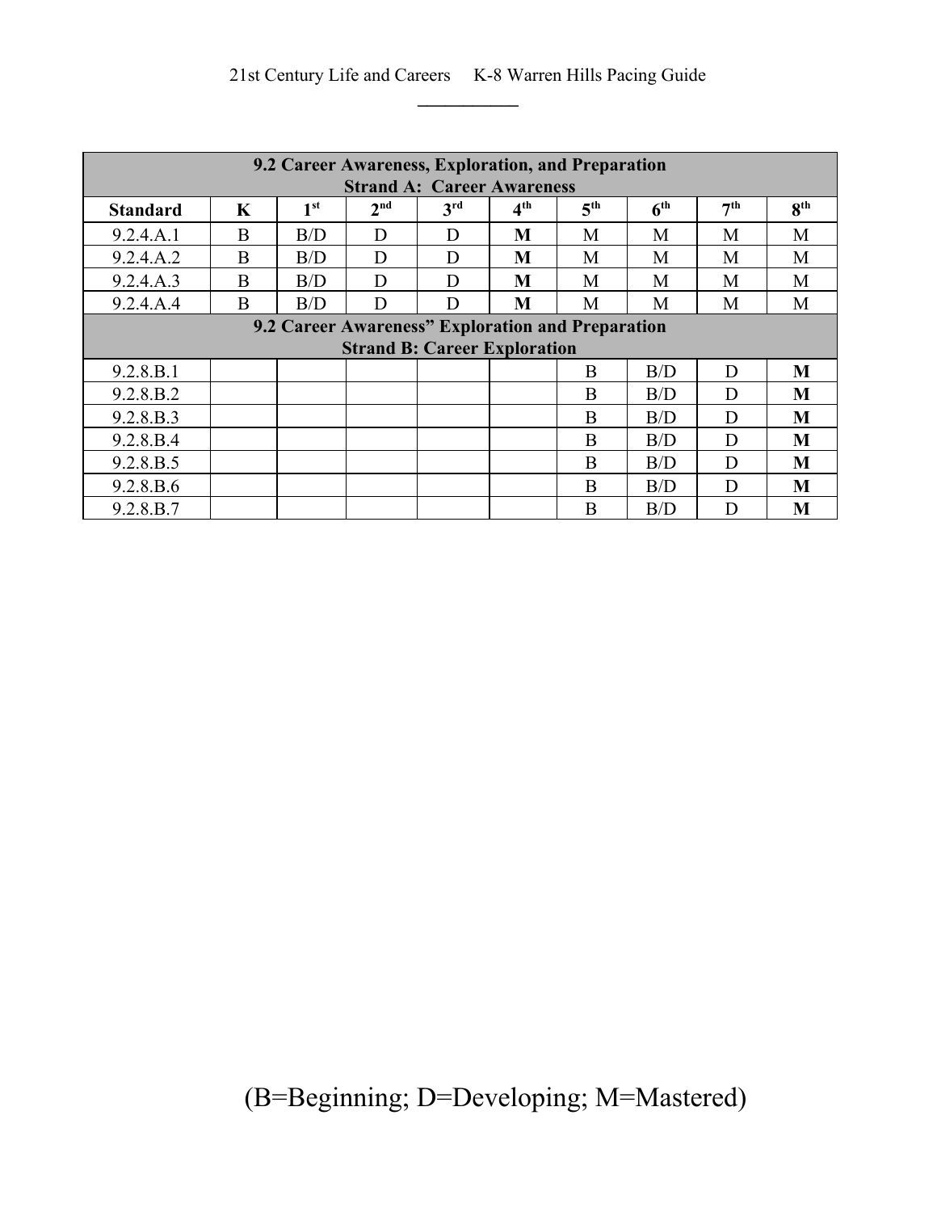| 9.2 Career Awareness, Exploration, and Preparation<br>Strand A: Career Awareness | | | | | | | | | |
|---|---|---|---|---|---|---|---|---|---|
| **Standard** | **K** | **1st** | **2nd** | **3rd** | **4th** | **5th** | **6th** | **7th** | **8th** |
| 9.2.4.A.1 | B | B/D | D | D | **M** | M | M | M | M |
| 9.2.4.A.2 | B | B/D | D | D | **M** | M | M | M | M |
| 9.2.4.A.3 | B | B/D | D | D | **M** | M | M | M | M |
| 9.2.4.A.4 | B | B/D | D | D | **M** | M | M | M | M |
| **9.2 Career Awareness" Exploration and Preparation<br>Strand B: Career Exploration** | | | | | | | | | |
| 9.2.8.B.1 | | | | | | B | B/D | D | **M** |
| 9.2.8.B.2 | | | | | | B | B/D | D | **M** |
| 9.2.8.B.3 | | | | | | B | B/D | D | **M** |
| 9.2.8.B.4 | | | | | | B | B/D | D | **M** |
| 9.2.8.B.5 | | | | | | B | B/D | D | **M** |
| 9.2.8.B.6 | | | | | | B | B/D | D | **M** |
| 9.2.8.B.7 | | | | | | B | B/D | D | **M** |

(B=Beginning; D=Developing; M=Mastered)